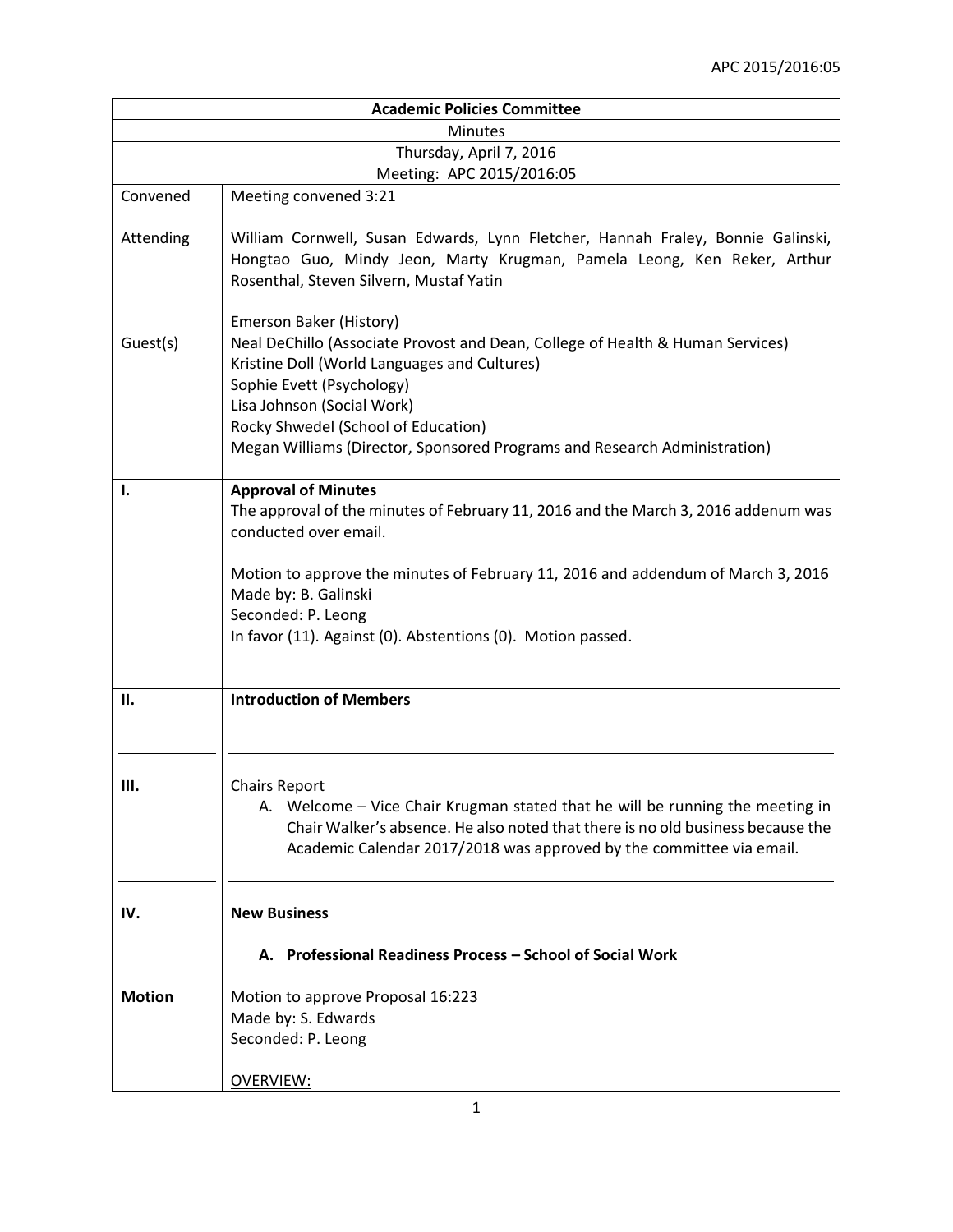| **Academic Policies Committee** | |
|---|---|
| Minutes | |
| Thursday, April 7, 2016 | |
| Meeting: APC 2015/2016:05 | |
| Convened | Meeting convened 3:21 |
| Attending | William Cornwell, Susan Edwards, Lynn Fletcher, Hannah Fraley, Bonnie Galinski, Hongtao Guo, Mindy Jeon, Marty Krugman, Pamela Leong, Ken Reker, Arthur Rosenthal, Steven Silvern, Mustaf Yatin |
| Guest(s) | Emerson Baker (History)<br>Neal DeChillo (Associate Provost and Dean, College of Health & Human Services)<br>Kristine Doll (World Languages and Cultures)<br>Sophie Evett (Psychology)<br>Lisa Johnson (Social Work)<br>Rocky Shwedel (School of Education)<br>Megan Williams (Director, Sponsored Programs and Research Administration) |
| **I.** | **Approval of Minutes**<br>The approval of the minutes of February 11, 2016 and the March 3, 2016 addenum was conducted over email.<br><br>Motion to approve the minutes of February 11, 2016 and addendum of March 3, 2016<br>Made by: B. Galinski<br>Seconded: P. Leong<br>In favor (11). Against (0). Abstentions (0). Motion passed. |
| **II.** | **Introduction of Members** |
| **III.** | Chairs Report<br>A. Welcome – Vice Chair Krugman stated that he will be running the meeting in Chair Walker's absence. He also noted that there is no old business because the Academic Calendar 2017/2018 was approved by the committee via email. |
| **IV.** | **New Business**<br><br>**A. Professional Readiness Process – School of Social Work** |
| **Motion** | Motion to approve Proposal 16:223<br>Made by: S. Edwards<br>Seconded: P. Leong<br><br>OVERVIEW: |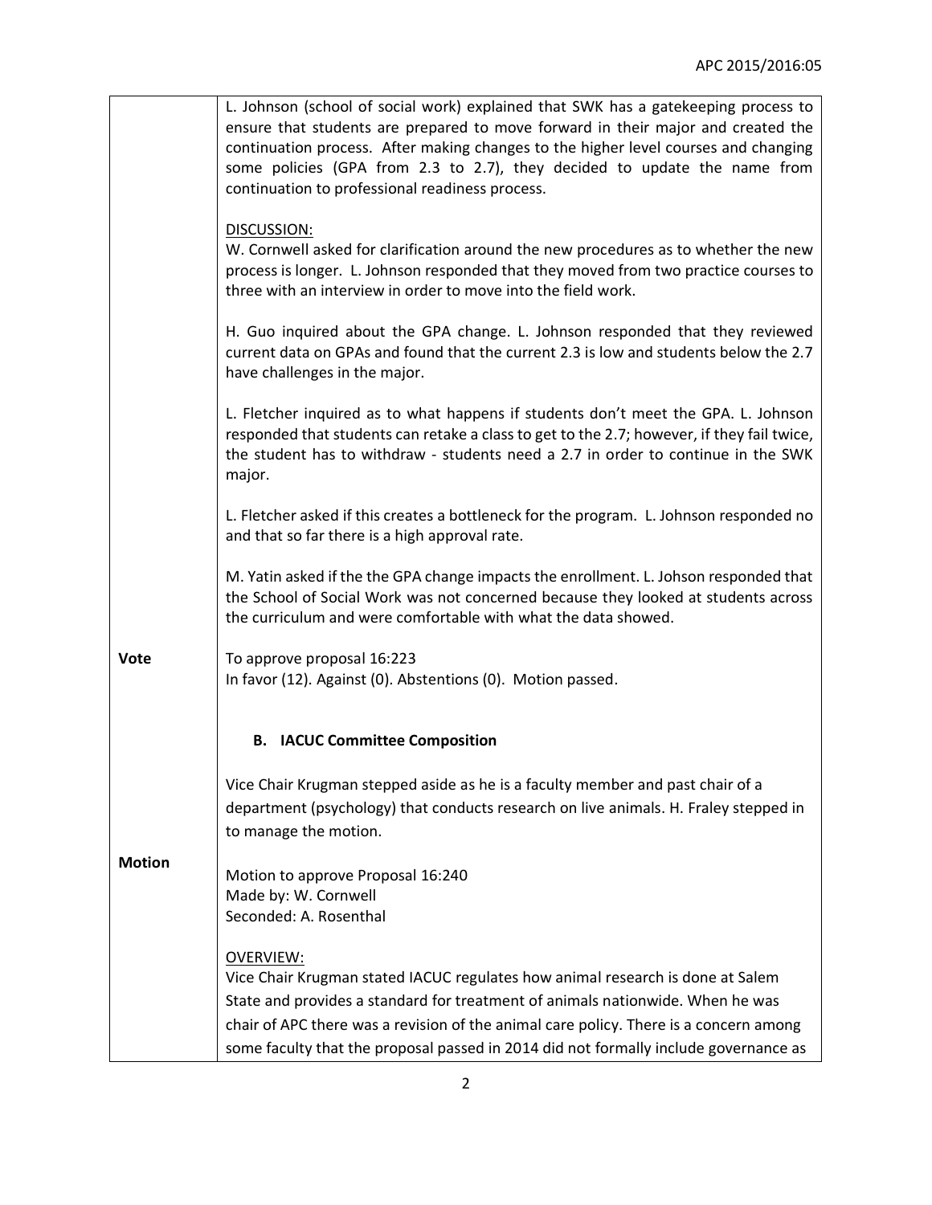| | |
|---|---|
| | L. Johnson (school of social work) explained that SWK has a gatekeeping process to ensure that students are prepared to move forward in their major and created the continuation process. After making changes to the higher level courses and changing some policies (GPA from 2.3 to 2.7), they decided to update the name from continuation to professional readiness process.<br><br>DISCUSSION:<br>W. Cornwell asked for clarification around the new procedures as to whether the new process is longer. L. Johnson responded that they moved from two practice courses to three with an interview in order to move into the field work.<br><br>H. Guo inquired about the GPA change. L. Johnson responded that they reviewed current data on GPAs and found that the current 2.3 is low and students below the 2.7 have challenges in the major.<br><br>L. Fletcher inquired as to what happens if students don't meet the GPA. L. Johnson responded that students can retake a class to get to the 2.7; however, if they fail twice, the student has to withdraw - students need a 2.7 in order to continue in the SWK major.<br><br>L. Fletcher asked if this creates a bottleneck for the program. L. Johnson responded no and that so far there is a high approval rate.<br><br>M. Yatin asked if the the GPA change impacts the enrollment. L. Johson responded that the School of Social Work was not concerned because they looked at students across the curriculum and were comfortable with what the data showed. |
| **Vote** | To approve proposal 16:223<br>In favor (12). Against (0). Abstentions (0). Motion passed.<br><br>**B. IACUC Committee Composition**<br><br>Vice Chair Krugman stepped aside as he is a faculty member and past chair of a department (psychology) that conducts research on live animals. H. Fraley stepped in to manage the motion. |
| **Motion** | Motion to approve Proposal 16:240<br>Made by: W. Cornwell<br>Seconded: A. Rosenthal<br><br>OVERVIEW:<br>Vice Chair Krugman stated IACUC regulates how animal research is done at Salem State and provides a standard for treatment of animals nationwide. When he was chair of APC there was a revision of the animal care policy. There is a concern among some faculty that the proposal passed in 2014 did not formally include governance as |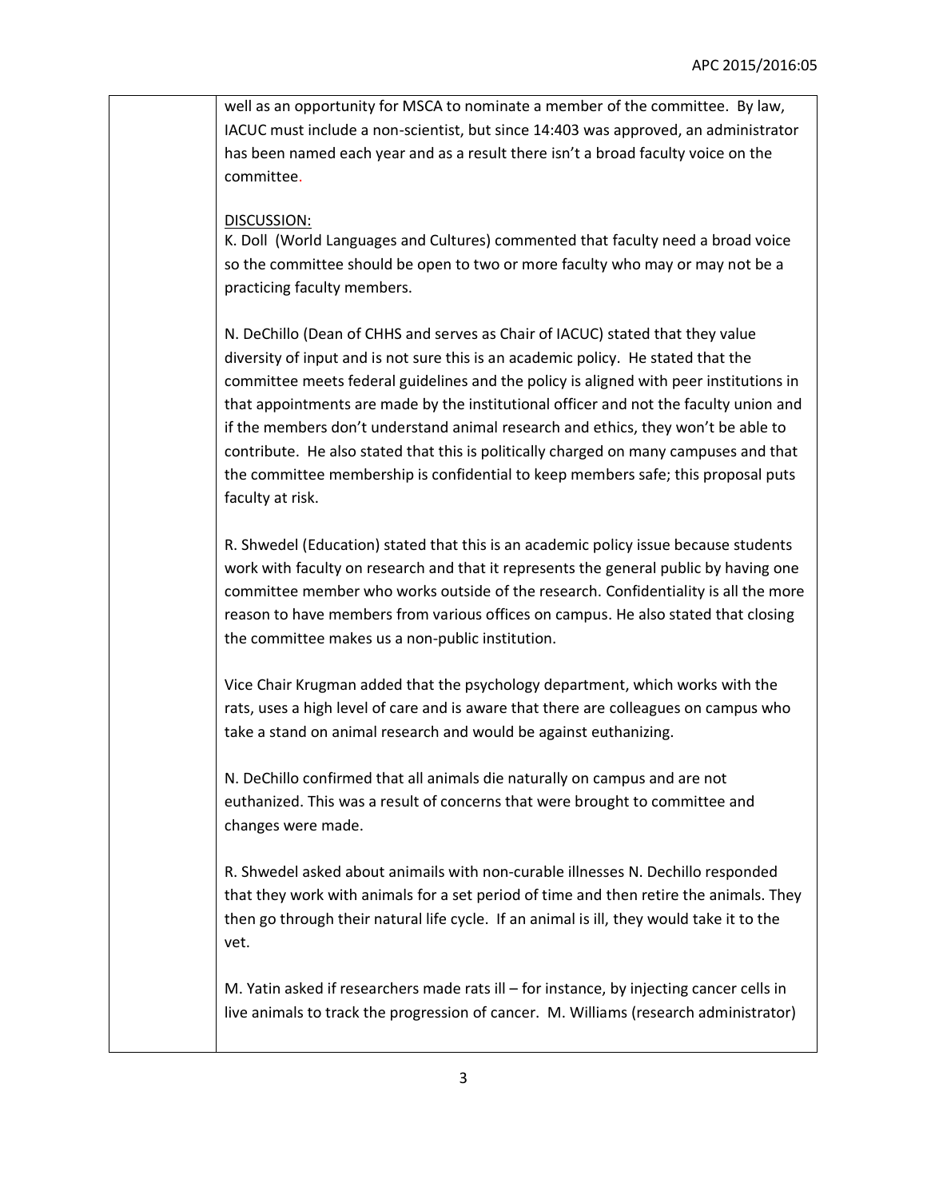well as an opportunity for MSCA to nominate a member of the committee. By law, IACUC must include a non-scientist, but since 14:403 was approved, an administrator has been named each year and as a result there isn't a broad faculty voice on the committee.

DISCUSSION:

K. Doll (World Languages and Cultures) commented that faculty need a broad voice so the committee should be open to two or more faculty who may or may not be a practicing faculty members.

N. DeChillo (Dean of CHHS and serves as Chair of IACUC) stated that they value diversity of input and is not sure this is an academic policy. He stated that the committee meets federal guidelines and the policy is aligned with peer institutions in that appointments are made by the institutional officer and not the faculty union and if the members don't understand animal research and ethics, they won't be able to contribute. He also stated that this is politically charged on many campuses and that the committee membership is confidential to keep members safe; this proposal puts faculty at risk.

R. Shwedel (Education) stated that this is an academic policy issue because students work with faculty on research and that it represents the general public by having one committee member who works outside of the research. Confidentiality is all the more reason to have members from various offices on campus. He also stated that closing the committee makes us a non-public institution.

Vice Chair Krugman added that the psychology department, which works with the rats, uses a high level of care and is aware that there are colleagues on campus who take a stand on animal research and would be against euthanizing.

N. DeChillo confirmed that all animals die naturally on campus and are not euthanized. This was a result of concerns that were brought to committee and changes were made.

R. Shwedel asked about animails with non-curable illnesses N. Dechillo responded that they work with animals for a set period of time and then retire the animals. They then go through their natural life cycle. If an animal is ill, they would take it to the vet.

M. Yatin asked if researchers made rats ill – for instance, by injecting cancer cells in live animals to track the progression of cancer. M. Williams (research administrator)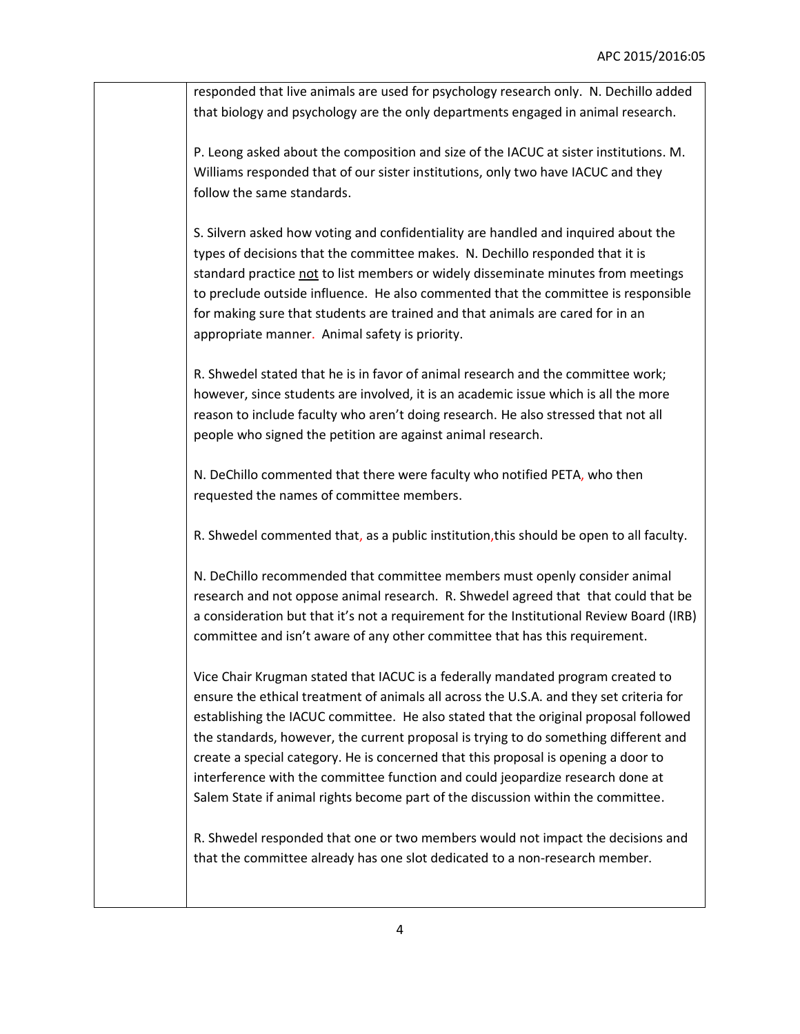responded that live animals are used for psychology research only. N. Dechillo added that biology and psychology are the only departments engaged in animal research.

P. Leong asked about the composition and size of the IACUC at sister institutions. M. Williams responded that of our sister institutions, only two have IACUC and they follow the same standards.

S. Silvern asked how voting and confidentiality are handled and inquired about the types of decisions that the committee makes. N. Dechillo responded that it is standard practice <u>not</u> to list members or widely disseminate minutes from meetings to preclude outside influence. He also commented that the committee is responsible for making sure that students are trained and that animals are cared for in an appropriate manner. Animal safety is priority.

R. Shwedel stated that he is in favor of animal research and the committee work; however, since students are involved, it is an academic issue which is all the more reason to include faculty who aren't doing research. He also stressed that not all people who signed the petition are against animal research.

N. DeChillo commented that there were faculty who notified PETA, who then requested the names of committee members.

R. Shwedel commented that, as a public institution,this should be open to all faculty.

N. DeChillo recommended that committee members must openly consider animal research and not oppose animal research. R. Shwedel agreed that that could that be a consideration but that it's not a requirement for the Institutional Review Board (IRB) committee and isn't aware of any other committee that has this requirement.

Vice Chair Krugman stated that IACUC is a federally mandated program created to ensure the ethical treatment of animals all across the U.S.A. and they set criteria for establishing the IACUC committee. He also stated that the original proposal followed the standards, however, the current proposal is trying to do something different and create a special category. He is concerned that this proposal is opening a door to interference with the committee function and could jeopardize research done at Salem State if animal rights become part of the discussion within the committee.

R. Shwedel responded that one or two members would not impact the decisions and that the committee already has one slot dedicated to a non-research member.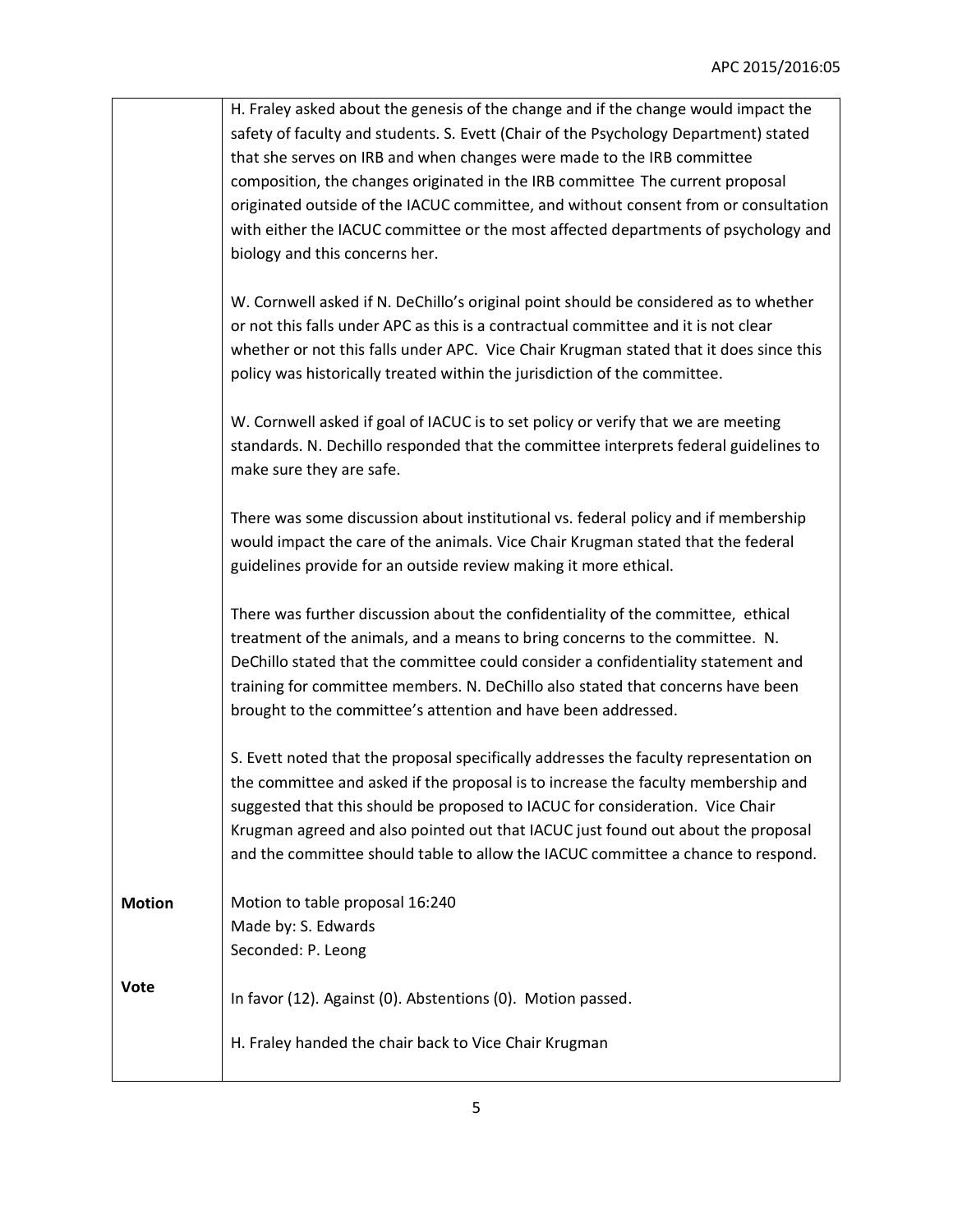| | |
|---|---|
| | H. Fraley asked about the genesis of the change and if the change would impact the safety of faculty and students. S. Evett (Chair of the Psychology Department) stated that she serves on IRB and when changes were made to the IRB committee composition, the changes originated in the IRB committee The current proposal originated outside of the IACUC committee, and without consent from or consultation with either the IACUC committee or the most affected departments of psychology and biology and this concerns her.<br><br>W. Cornwell asked if N. DeChillo's original point should be considered as to whether or not this falls under APC as this is a contractual committee and it is not clear whether or not this falls under APC. Vice Chair Krugman stated that it does since this policy was historically treated within the jurisdiction of the committee.<br><br>W. Cornwell asked if goal of IACUC is to set policy or verify that we are meeting standards. N. Dechillo responded that the committee interprets federal guidelines to make sure they are safe.<br><br>There was some discussion about institutional vs. federal policy and if membership would impact the care of the animals. Vice Chair Krugman stated that the federal guidelines provide for an outside review making it more ethical.<br><br>There was further discussion about the confidentiality of the committee, ethical treatment of the animals, and a means to bring concerns to the committee. N. DeChillo stated that the committee could consider a confidentiality statement and training for committee members. N. DeChillo also stated that concerns have been brought to the committee's attention and have been addressed.<br><br>S. Evett noted that the proposal specifically addresses the faculty representation on the committee and asked if the proposal is to increase the faculty membership and suggested that this should be proposed to IACUC for consideration. Vice Chair Krugman agreed and also pointed out that IACUC just found out about the proposal and the committee should table to allow the IACUC committee a chance to respond. |
| **Motion** | Motion to table proposal 16:240<br>Made by: S. Edwards<br>Seconded: P. Leong |
| **Vote** | In favor (12). Against (0). Abstentions (0). Motion passed.<br><br>H. Fraley handed the chair back to Vice Chair Krugman |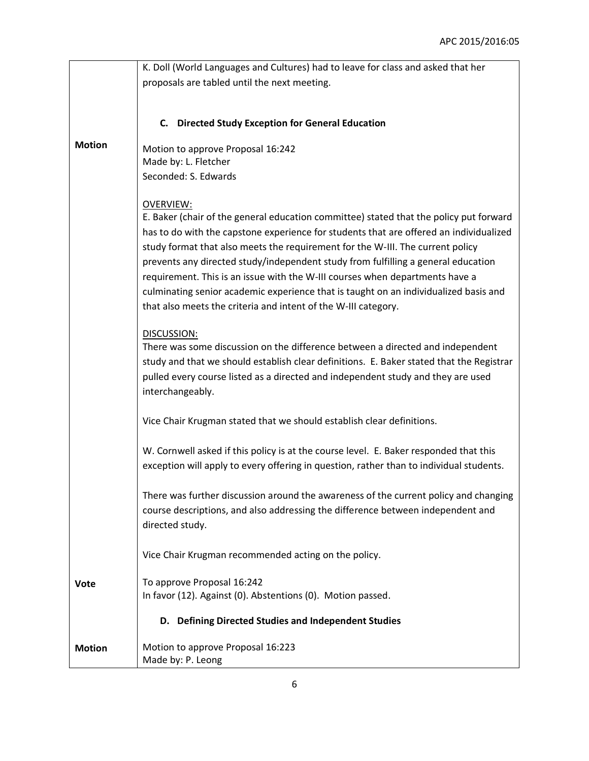| | |
|---|---|
| | K. Doll (World Languages and Cultures) had to leave for class and asked that her proposals are tabled until the next meeting. |
| | **C. Directed Study Exception for General Education** |
| **Motion** | Motion to approve Proposal 16:242<br>Made by: L. Fletcher<br>Seconded: S. Edwards<br><br>OVERVIEW:<br>E. Baker (chair of the general education committee) stated that the policy put forward has to do with the capstone experience for students that are offered an individualized study format that also meets the requirement for the W-III. The current policy prevents any directed study/independent study from fulfilling a general education requirement. This is an issue with the W-III courses when departments have a culminating senior academic experience that is taught on an individualized basis and that also meets the criteria and intent of the W-III category.<br><br>DISCUSSION:<br>There was some discussion on the difference between a directed and independent study and that we should establish clear definitions. E. Baker stated that the Registrar pulled every course listed as a directed and independent study and they are used interchangeably.<br><br>Vice Chair Krugman stated that we should establish clear definitions.<br><br>W. Cornwell asked if this policy is at the course level. E. Baker responded that this exception will apply to every offering in question, rather than to individual students.<br><br>There was further discussion around the awareness of the current policy and changing course descriptions, and also addressing the difference between independent and directed study.<br><br>Vice Chair Krugman recommended acting on the policy. |
| **Vote** | To approve Proposal 16:242<br>In favor (12). Against (0). Abstentions (0). Motion passed. |
| | **D. Defining Directed Studies and Independent Studies** |
| **Motion** | Motion to approve Proposal 16:223<br>Made by: P. Leong |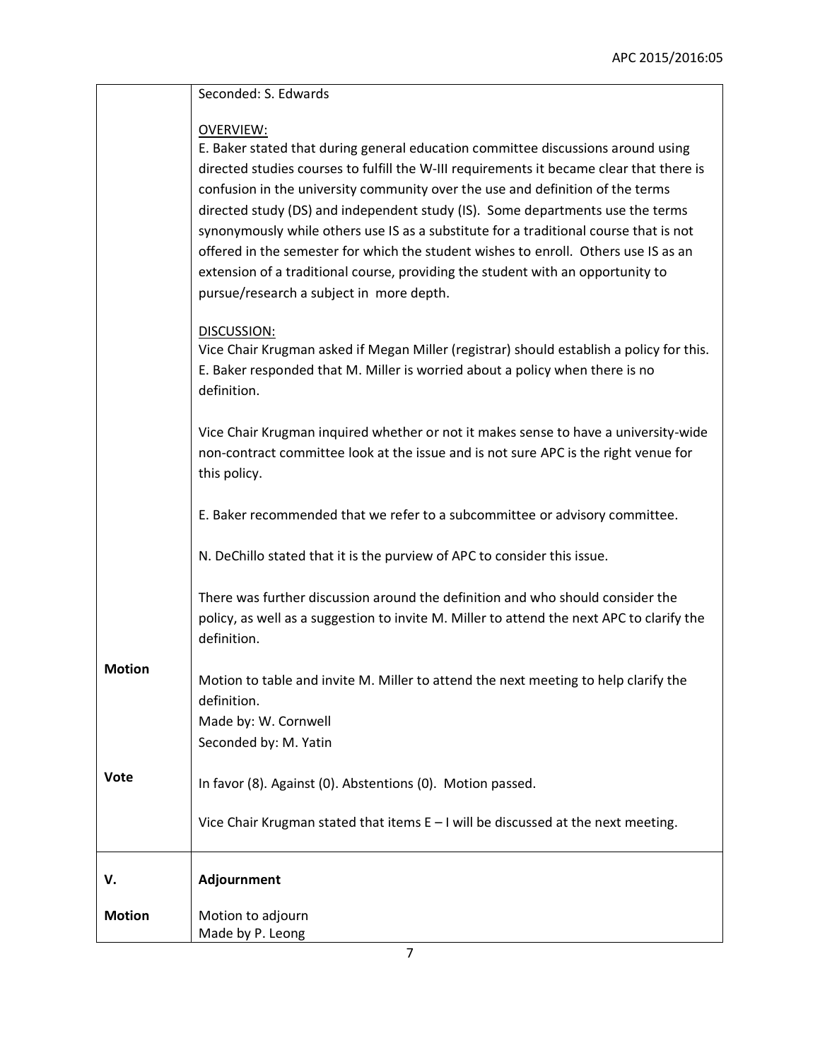| | |
|---|---|
| | Seconded: S. Edwards<br><br>OVERVIEW:<br>E. Baker stated that during general education committee discussions around using directed studies courses to fulfill the W-III requirements it became clear that there is confusion in the university community over the use and definition of the terms directed study (DS) and independent study (IS). Some departments use the terms synonymously while others use IS as a substitute for a traditional course that is not offered in the semester for which the student wishes to enroll. Others use IS as an extension of a traditional course, providing the student with an opportunity to pursue/research a subject in more depth.<br><br>DISCUSSION:<br>Vice Chair Krugman asked if Megan Miller (registrar) should establish a policy for this. E. Baker responded that M. Miller is worried about a policy when there is no definition.<br><br>Vice Chair Krugman inquired whether or not it makes sense to have a university-wide non-contract committee look at the issue and is not sure APC is the right venue for this policy.<br><br>E. Baker recommended that we refer to a subcommittee or advisory committee.<br><br>N. DeChillo stated that it is the purview of APC to consider this issue.<br><br>There was further discussion around the definition and who should consider the policy, as well as a suggestion to invite M. Miller to attend the next APC to clarify the definition. |
| **Motion** | Motion to table and invite M. Miller to attend the next meeting to help clarify the definition.<br>Made by: W. Cornwell<br>Seconded by: M. Yatin |
| **Vote** | In favor (8). Against (0). Abstentions (0). Motion passed.<br><br>Vice Chair Krugman stated that items E – I will be discussed at the next meeting. |
| **V.** | **Adjournment** |
| **Motion** | Motion to adjourn<br>Made by P. Leong |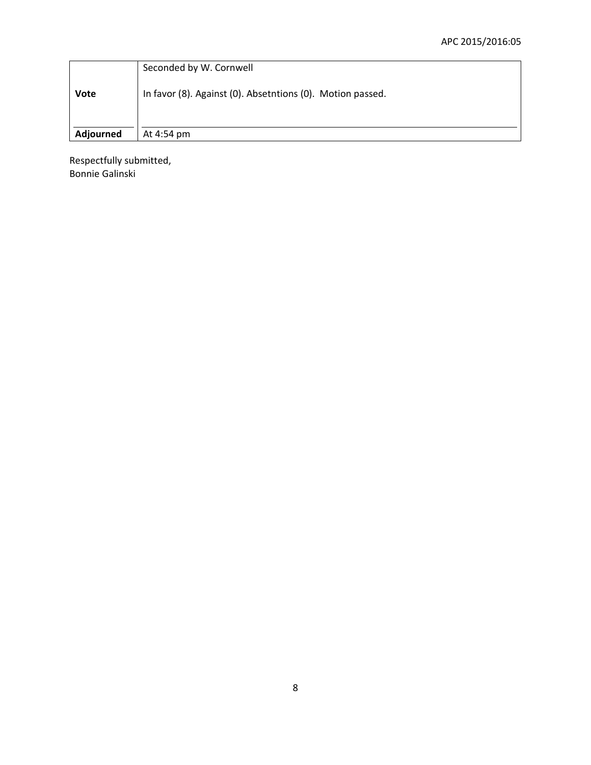| | |
|---|---|
| **Vote** | Seconded by W. Cornwell<br><br>In favor (8). Against (0). Absetntions (0). Motion passed. |
| **Adjourned** | At 4:54 pm |

Respectfully submitted,
Bonnie Galinski